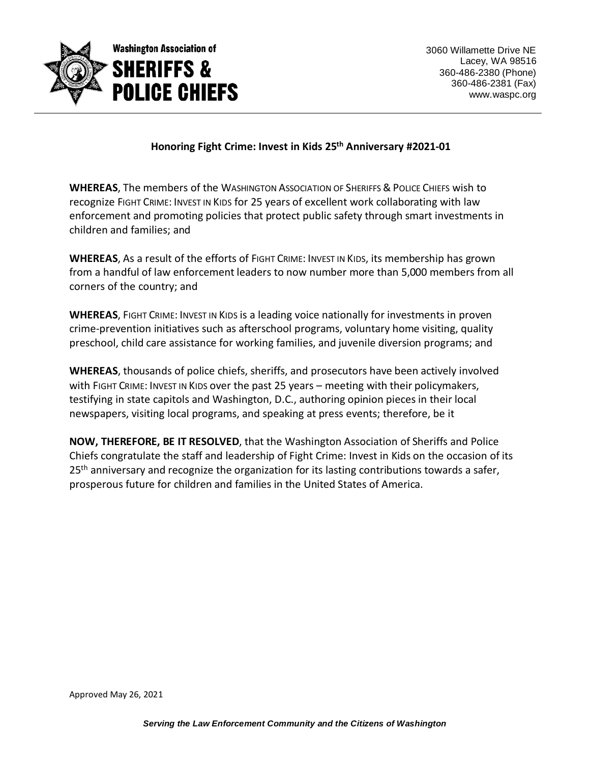Washington Association of
**SHERIFFS & POLICE CHIEFS**

3060 Willamette Drive NE
Lacey, WA 98516
360-486-2380 (Phone)
360-486-2381 (Fax)
www.waspc.org

## Honoring Fight Crime: Invest in Kids 25th Anniversary #2021-01

**WHEREAS**, The members of the WASHINGTON ASSOCIATION OF SHERIFFS & POLICE CHIEFS wish to recognize FIGHT CRIME: INVEST IN KIDS for 25 years of excellent work collaborating with law enforcement and promoting policies that protect public safety through smart investments in children and families; and

**WHEREAS**, As a result of the efforts of FIGHT CRIME: INVEST IN KIDS, its membership has grown from a handful of law enforcement leaders to now number more than 5,000 members from all corners of the country; and

**WHEREAS**, FIGHT CRIME: INVEST IN KIDS is a leading voice nationally for investments in proven crime-prevention initiatives such as afterschool programs, voluntary home visiting, quality preschool, child care assistance for working families, and juvenile diversion programs; and

**WHEREAS**, thousands of police chiefs, sheriffs, and prosecutors have been actively involved with FIGHT CRIME: INVEST IN KIDS over the past 25 years – meeting with their policymakers, testifying in state capitols and Washington, D.C., authoring opinion pieces in their local newspapers, visiting local programs, and speaking at press events; therefore, be it

**NOW, THEREFORE, BE IT RESOLVED**, that the Washington Association of Sheriffs and Police Chiefs congratulate the staff and leadership of Fight Crime: Invest in Kids on the occasion of its 25th anniversary and recognize the organization for its lasting contributions towards a safer, prosperous future for children and families in the United States of America.

Approved May 26, 2021

*Serving the Law Enforcement Community and the Citizens of Washington*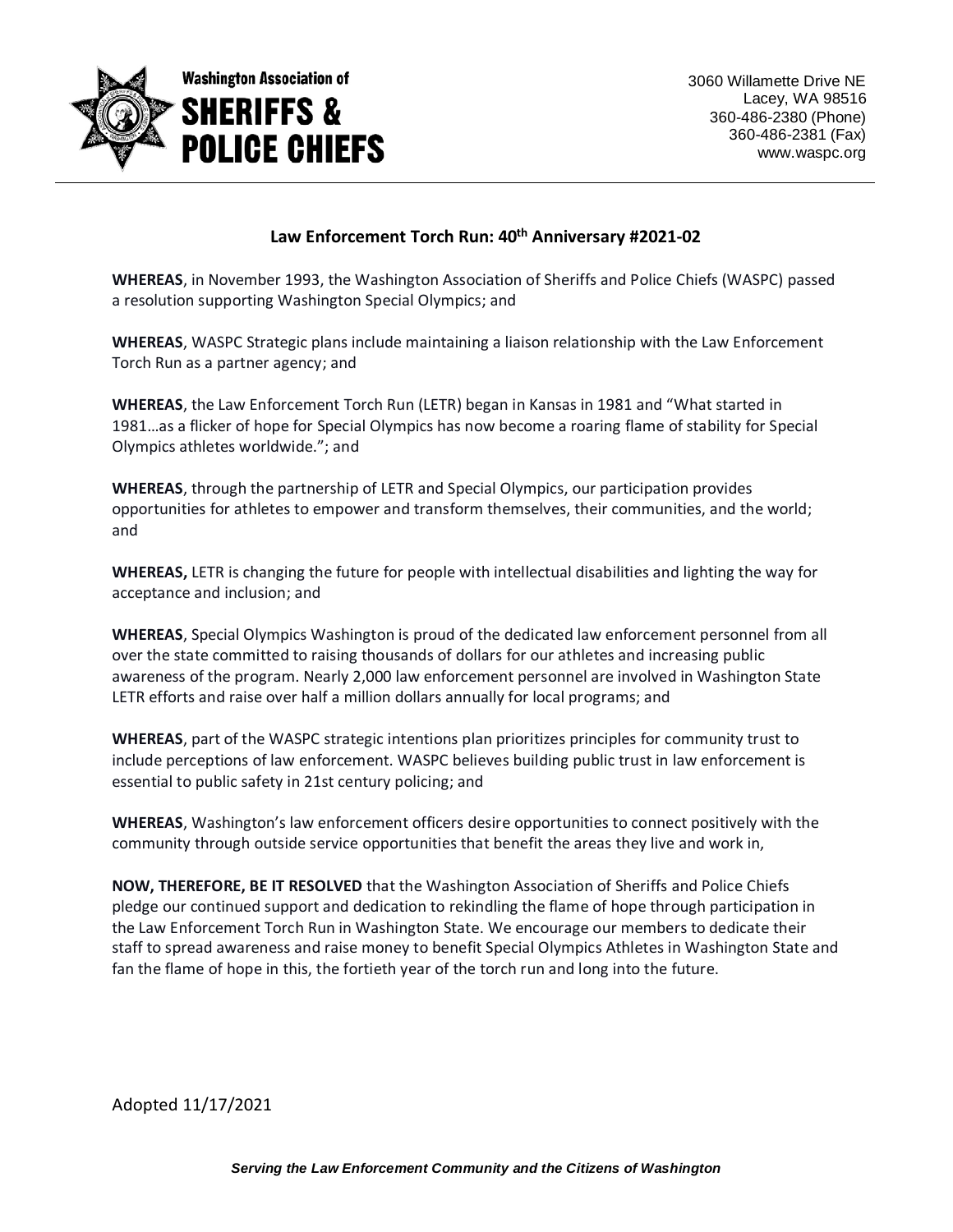Washington Association of
# SHERIFFS & POLICE CHIEFS

3060 Willamette Drive NE
Lacey, WA 98516
360-486-2380 (Phone)
360-486-2381 (Fax)
www.waspc.org

## Law Enforcement Torch Run: 40th Anniversary #2021-02

**WHEREAS**, in November 1993, the Washington Association of Sheriffs and Police Chiefs (WASPC) passed a resolution supporting Washington Special Olympics; and

**WHEREAS**, WASPC Strategic plans include maintaining a liaison relationship with the Law Enforcement Torch Run as a partner agency; and

**WHEREAS**, the Law Enforcement Torch Run (LETR) began in Kansas in 1981 and "What started in 1981…as a flicker of hope for Special Olympics has now become a roaring flame of stability for Special Olympics athletes worldwide."; and

**WHEREAS**, through the partnership of LETR and Special Olympics, our participation provides opportunities for athletes to empower and transform themselves, their communities, and the world; and

**WHEREAS,** LETR is changing the future for people with intellectual disabilities and lighting the way for acceptance and inclusion; and

**WHEREAS**, Special Olympics Washington is proud of the dedicated law enforcement personnel from all over the state committed to raising thousands of dollars for our athletes and increasing public awareness of the program. Nearly 2,000 law enforcement personnel are involved in Washington State LETR efforts and raise over half a million dollars annually for local programs; and

**WHEREAS**, part of the WASPC strategic intentions plan prioritizes principles for community trust to include perceptions of law enforcement. WASPC believes building public trust in law enforcement is essential to public safety in 21st century policing; and

**WHEREAS**, Washington's law enforcement officers desire opportunities to connect positively with the community through outside service opportunities that benefit the areas they live and work in,

**NOW, THEREFORE, BE IT RESOLVED** that the Washington Association of Sheriffs and Police Chiefs pledge our continued support and dedication to rekindling the flame of hope through participation in the Law Enforcement Torch Run in Washington State. We encourage our members to dedicate their staff to spread awareness and raise money to benefit Special Olympics Athletes in Washington State and fan the flame of hope in this, the fortieth year of the torch run and long into the future.

Adopted 11/17/2021

***Serving the Law Enforcement Community and the Citizens of Washington***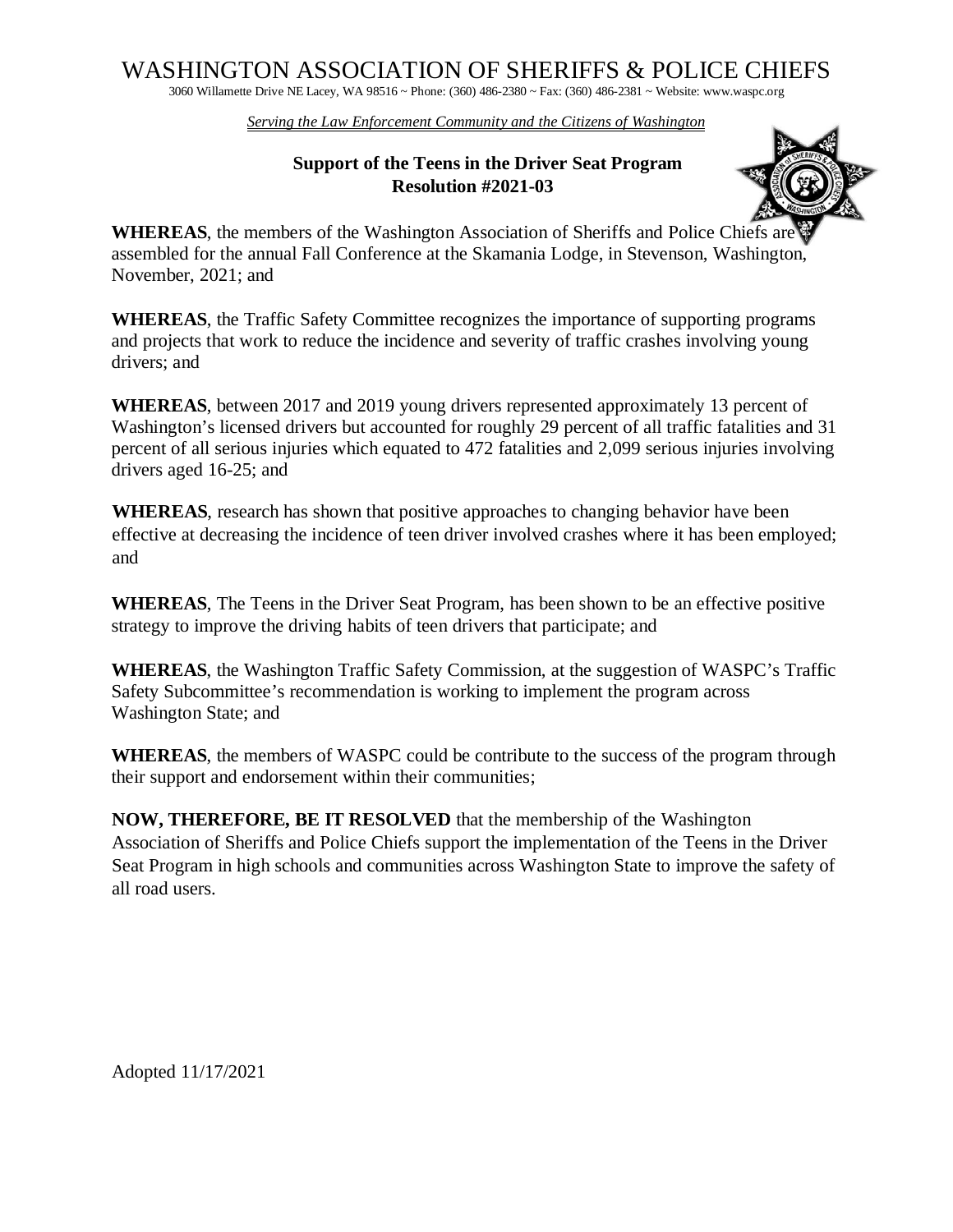# WASHINGTON ASSOCIATION OF SHERIFFS & POLICE CHIEFS

3060 Willamette Drive NE Lacey, WA 98516 ~ Phone: (360) 486-2380 ~ Fax: (360) 486-2381 ~ Website: www.waspc.org

*Serving the Law Enforcement Community and the Citizens of Washington*

**Support of the Teens in the Driver Seat Program**
**Resolution #2021-03**

**WHEREAS**, the members of the Washington Association of Sheriffs and Police Chiefs are assembled for the annual Fall Conference at the Skamania Lodge, in Stevenson, Washington, November, 2021; and

**WHEREAS**, the Traffic Safety Committee recognizes the importance of supporting programs and projects that work to reduce the incidence and severity of traffic crashes involving young drivers; and

**WHEREAS**, between 2017 and 2019 young drivers represented approximately 13 percent of Washington's licensed drivers but accounted for roughly 29 percent of all traffic fatalities and 31 percent of all serious injuries which equated to 472 fatalities and 2,099 serious injuries involving drivers aged 16-25; and

**WHEREAS**, research has shown that positive approaches to changing behavior have been effective at decreasing the incidence of teen driver involved crashes where it has been employed; and

**WHEREAS**, The Teens in the Driver Seat Program, has been shown to be an effective positive strategy to improve the driving habits of teen drivers that participate; and

**WHEREAS**, the Washington Traffic Safety Commission, at the suggestion of WASPC's Traffic Safety Subcommittee's recommendation is working to implement the program across Washington State; and

**WHEREAS**, the members of WASPC could be contribute to the success of the program through their support and endorsement within their communities;

**NOW, THEREFORE, BE IT RESOLVED** that the membership of the Washington Association of Sheriffs and Police Chiefs support the implementation of the Teens in the Driver Seat Program in high schools and communities across Washington State to improve the safety of all road users.

Adopted 11/17/2021